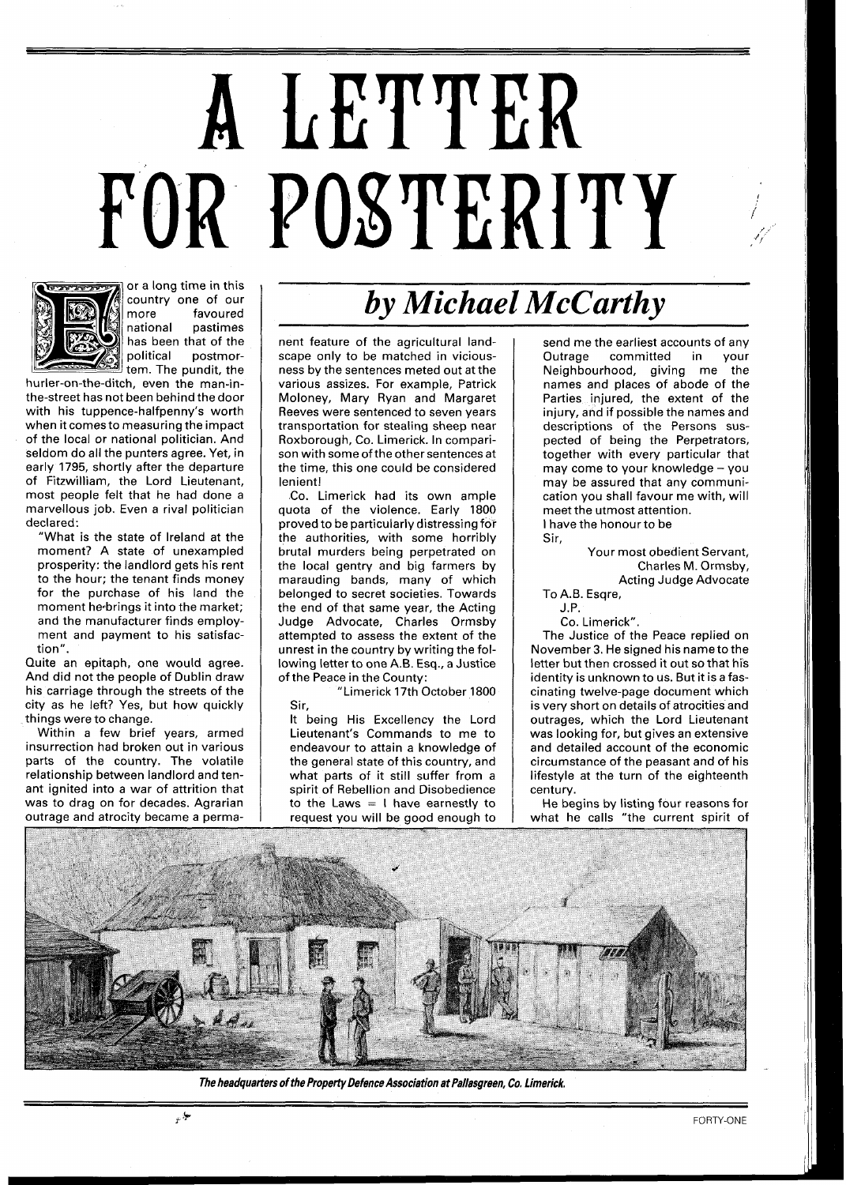# A LETTER FOR POSTERITY

## *by Michael McCarthy*

For a long time in this country one of our more favoured national pastimes has been that of the political postmortem. The pundit, the hurler-on-the-ditch, even the man-in-the-street has not been behind the door with his tuppence-halfpenny's worth when it comes to measuring the impact of the local or national politician. And seldom do all the punters agree. Yet, in early 1795, shortly after the departure of Fitzwilliam, the Lord Lieutenant, most people felt that he had done a marvellous job. Even a rival politician declared:

> "What is the state of Ireland at the moment? A state of unexampled prosperity: the landlord gets his rent to the hour; the tenant finds money for the purchase of his land the moment he brings it into the market; and the manufacturer finds employment and payment to his satisfaction".

Quite an epitaph, one would agree. And did not the people of Dublin draw his carriage through the streets of the city as he left? Yes, but how quickly things were to change.

Within a few brief years, armed insurrection had broken out in various parts of the country. The volatile relationship between landlord and tenant ignited into a war of attrition that was to drag on for decades. Agrarian outrage and atrocity became a permanent feature of the agricultural landscape only to be matched in viciousness by the sentences meted out at the various assizes. For example, Patrick Moloney, Mary Ryan and Margaret Reeves were sentenced to seven years transportation for stealing sheep near Roxborough, Co. Limerick. In comparison with some of the other sentences at the time, this one could be considered lenient!

Co. Limerick had its own ample quota of the violence. Early 1800 proved to be particularly distressing for the authorities, with some horribly brutal murders being perpetrated on the local gentry and big farmers by marauding bands, many of which belonged to secret societies. Towards the end of that same year, the Acting Judge Advocate, Charles Ormsby attempted to assess the extent of the unrest in the country by writing the following letter to one A.B. Esq., a Justice of the Peace in the County:

> "Limerick 17th October 1800
>
> Sir,
>
> It being His Excellency the Lord Lieutenant's Commands to me to endeavour to attain a knowledge of the general state of this country, and what parts of it still suffer from a spirit of Rebellion and Disobedience to the Laws = I have earnestly to request you will be good enough to send me the earliest accounts of any Outrage committed in your Neighbourhood, giving me the names and places of abode of the Parties injured, the extent of the injury, and if possible the names and descriptions of the Persons suspected of being the Perpetrators, together with every particular that may come to your knowledge – you may be assured that any communication you shall favour me with, will meet the utmost attention.
>
> I have the honour to be
>
> Sir,
>
> Your most obedient Servant,
> Charles M. Ormsby,
> Acting Judge Advocate
>
> To A.B. Esqre,
> J.P.
> Co. Limerick".

The Justice of the Peace replied on November 3. He signed his name to the letter but then crossed it out so that his identity is unknown to us. But it is a fascinating twelve-page document which is very short on details of atrocities and outrages, which the Lord Lieutenant was looking for, but gives an extensive and detailed account of the economic circumstance of the peasant and of his lifestyle at the turn of the eighteenth century.

He begins by listing four reasons for what he calls "the current spirit of

*The headquarters of the Property Defence Association at Pallasgreen, Co. Limerick.*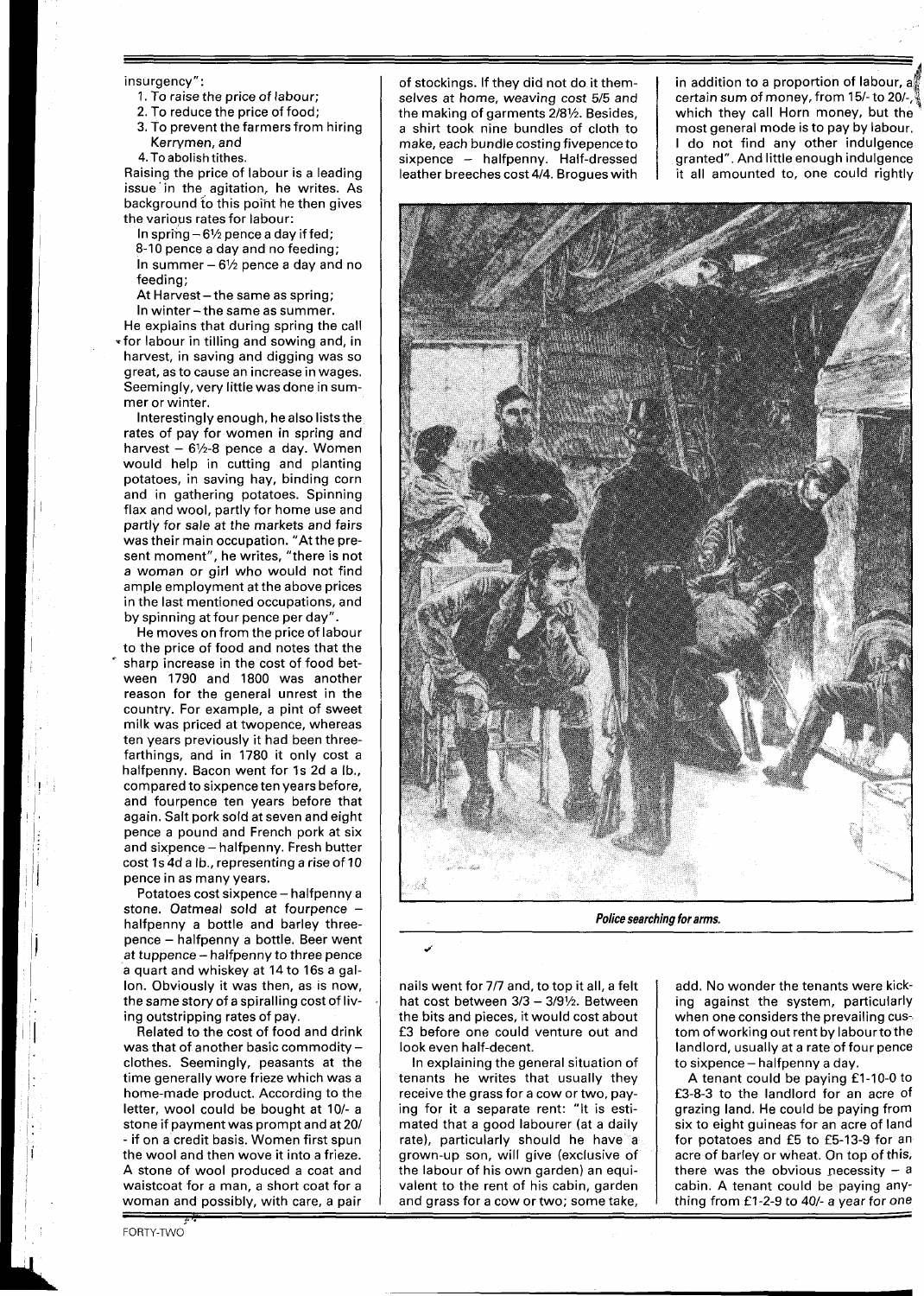insurgency":

1. To raise the price of labour;
2. To reduce the price of food;
3. To prevent the farmers from hiring Kerrymen, and
4. To abolish tithes.

Raising the price of labour is a leading issue in the agitation, he writes. As background to this point he then gives the various rates for labour:

In spring – 6½ pence a day if fed;
8-10 pence a day and no feeding;
In summer – 6½ pence a day and no feeding;
At Harvest – the same as spring;
In winter – the same as summer.

He explains that during spring the call for labour in tilling and sowing and, in harvest, in saving and digging was so great, as to cause an increase in wages. Seemingly, very little was done in summer or winter.

Interestingly enough, he also lists the rates of pay for women in spring and harvest – 6½-8 pence a day. Women would help in cutting and planting potatoes, in saving hay, binding corn and in gathering potatoes. Spinning flax and wool, partly for home use and partly for sale at the markets and fairs was their main occupation. "At the present moment", he writes, "there is not a woman or girl who would not find ample employment at the above prices in the last mentioned occupations, and by spinning at four pence per day".

He moves on from the price of labour to the price of food and notes that the sharp increase in the cost of food between 1790 and 1800 was another reason for the general unrest in the country. For example, a pint of sweet milk was priced at twopence, whereas ten years previously it had been three-farthings, and in 1780 it only cost a halfpenny. Bacon went for 1s 2d a lb., compared to sixpence ten years before, and fourpence ten years before that again. Salt pork sold at seven and eight pence a pound and French pork at six and sixpence – halfpenny. Fresh butter cost 1s 4d a lb., representing a rise of 10 pence in as many years.

Potatoes cost sixpence – halfpenny a stone. Oatmeal sold at fourpence – halfpenny a bottle and barley threepence – halfpenny a bottle. Beer went at tuppence – halfpenny to three pence a quart and whiskey at 14 to 16s a gallon. Obviously it was then, as is now, the same story of a spiralling cost of living outstripping rates of pay.

Related to the cost of food and drink was that of another basic commodity – clothes. Seemingly, peasants at the time generally wore frieze which was a home-made product. According to the letter, wool could be bought at 10/- a stone if payment was prompt and at 20/ - if on a credit basis. Women first spun the wool and then wove it into a frieze. A stone of wool produced a coat and waistcoat for a man, a short coat for a woman and possibly, with care, a pair of stockings. If they did not do it themselves at home, weaving cost 5/5 and the making of garments 2/8½. Besides, a shirt took nine bundles of cloth to make, each bundle costing fivepence to sixpence – halfpenny. Half-dressed leather breeches cost 4/4. Brogues with nails went for 7/7 and, to top it all, a felt hat cost between 3/3 – 3/9½. Between the bits and pieces, it would cost about £3 before one could venture out and look even half-decent.

In explaining the general situation of tenants he writes that usually they receive the grass for a cow or two, paying for it a separate rent: "It is estimated that a good labourer (at a daily rate), particularly should he have a grown-up son, will give (exclusive of the labour of his own garden) an equivalent to the rent of his cabin, garden and grass for a cow or two; some take, in addition to a proportion of labour, a certain sum of money, from 15/- to 20/-, which they call Horn money, but the most general mode is to pay by labour. I do not find any other indulgence granted". And little enough indulgence it all amounted to, one could rightly add. No wonder the tenants were kicking against the system, particularly when one considers the prevailing custom of working out rent by labour to the landlord, usually at a rate of four pence to sixpence – halfpenny a day.

A tenant could be paying £1-10-0 to £3-8-3 to the landlord for an acre of grazing land. He could be paying from six to eight guineas for an acre of land for potatoes and £5 to £5-13-9 for an acre of barley or wheat. On top of this, there was the obvious necessity – a cabin. A tenant could be paying anything from £1-2-9 to 40/- a year for one

**Police searching for arms.**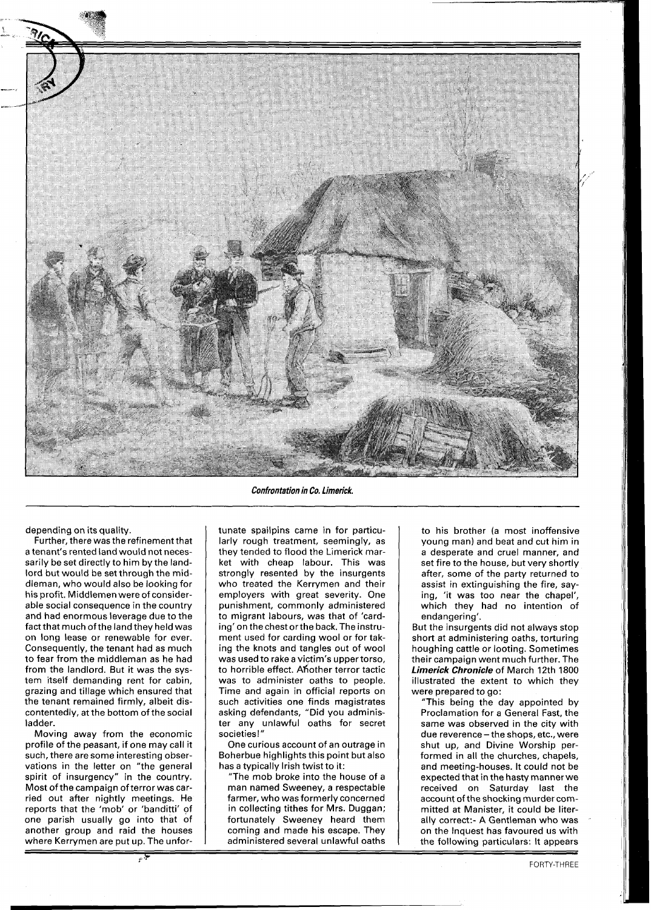*Confrontation in Co. Limerick.*

depending on its quality.

Further, there was the refinement that a tenant's rented land would not necessarily be set directly to him by the landlord but would be set through the middleman, who would also be looking for his profit. Middlemen were of considerable social consequence in the country and had enormous leverage due to the fact that much of the land they held was on long lease or renewable for ever. Consequently, the tenant had as much to fear from the middleman as he had from the landlord. But it was the system itself demanding rent for cabin, grazing and tillage which ensured that the tenant remained firmly, albeit discontentedly, at the bottom of the social ladder.

Moving away from the economic profile of the peasant, if one may call it such, there are some interesting observations in the letter on "the general spirit of insurgency" in the country. Most of the campaign of terror was carried out after nightly meetings. He reports that the 'mob' or 'banditti' of one parish usually go into that of another group and raid the houses where Kerrymen are put up. The unfortunate spailpins came in for particularly rough treatment, seemingly, as they tended to flood the Limerick market with cheap labour. This was strongly resented by the insurgents who treated the Kerrymen and their employers with great severity. One punishment, commonly administered to migrant labours, was that of 'carding' on the chest or the back. The instrument used for carding wool or for taking the knots and tangles out of wool was used to rake a victim's upper torso, to horrible effect. Another terror tactic was to administer oaths to people. Time and again in official reports on such activities one finds magistrates asking defendants, "Did you administer any unlawful oaths for secret societies!"

One curious account of an outrage in Boherbue highlights this point but also has a typically Irish twist to it:

"The mob broke into the house of a man named Sweeney, a respectable farmer, who was formerly concerned in collecting tithes for Mrs. Duggan; fortunately Sweeney heard them coming and made his escape. They administered several unlawful oaths to his brother (a most inoffensive young man) and beat and cut him in a desperate and cruel manner, and set fire to the house, but very shortly after, some of the party returned to assist in extinguishing the fire, saying, 'it was too near the chapel', which they had no intention of endangering'.

But the insurgents did not always stop short at administering oaths, torturing houghing cattle or looting. Sometimes their campaign went much further. The ***Limerick Chronicle*** of March 12th 1800 illustrated the extent to which they were prepared to go:

"This being the day appointed by Proclamation for a General Fast, the same was observed in the city with due reverence – the shops, etc., were shut up, and Divine Worship performed in all the churches, chapels, and meeting-houses. It could not be expected that in the hasty manner we received on Saturday last the account of the shocking murder committed at Manister, it could be literally correct:- A Gentleman who was on the Inquest has favoured us with the following particulars: It appears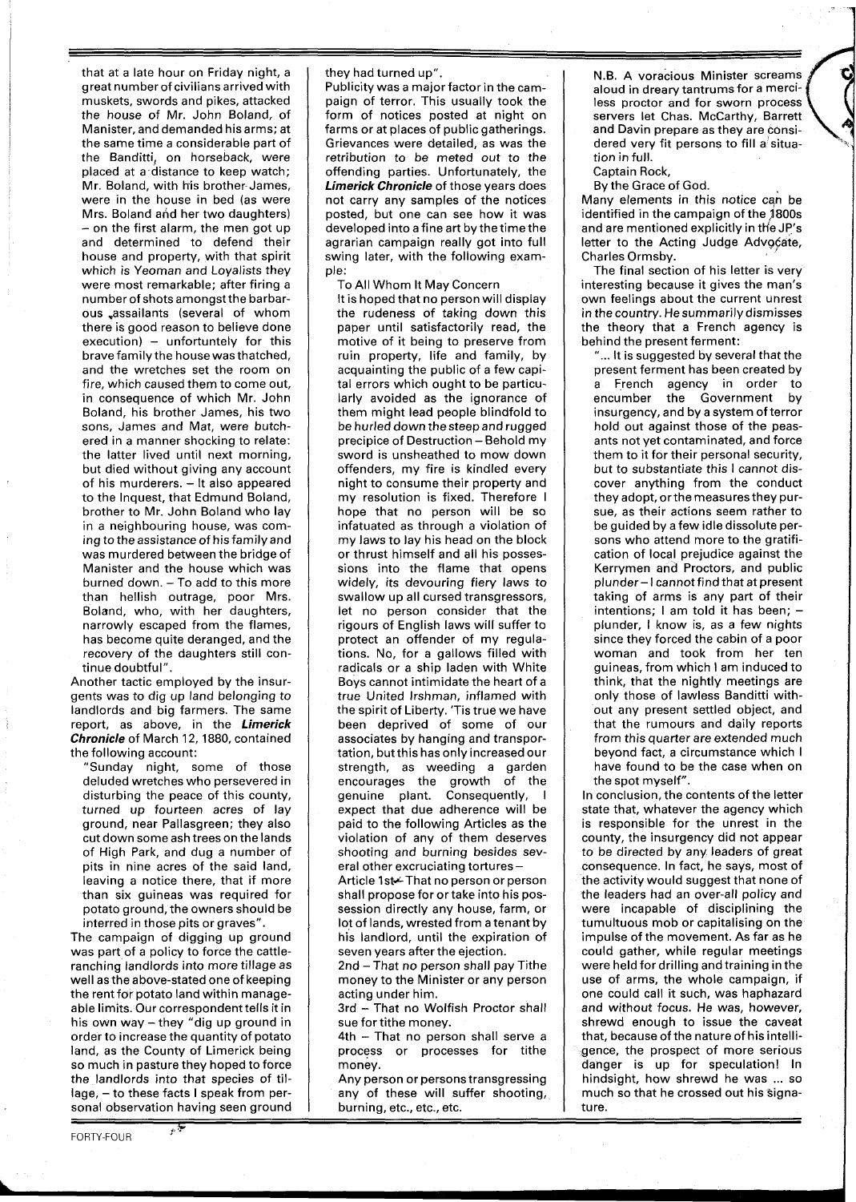that at a late hour on Friday night, a great number of civilians arrived with muskets, swords and pikes, attacked the house of Mr. John Boland, of Manister, and demanded his arms; at the same time a considerable part of the Banditti, on horseback, were placed at a distance to keep watch; Mr. Boland, with his brother James, were in the house in bed (as were Mrs. Boland and her two daughters) – on the first alarm, the men got up and determined to defend their house and property, with that spirit which is Yeoman and Loyalists they were most remarkable; after firing a number of shots amongst the barbarous assailants (several of whom there is good reason to believe done execution) – unfortunately for this brave family the house was thatched, and the wretches set the room on fire, which caused them to come out, in consequence of which Mr. John Boland, his brother James, his two sons, James and Mat, were butchered in a manner shocking to relate: the latter lived until next morning, but died without giving any account of his murderers. – It also appeared to the Inquest, that Edmund Boland, brother to Mr. John Boland who lay in a neighbouring house, was coming to the assistance of his family and was murdered between the bridge of Manister and the house which was burned down. – To add to this more than hellish outrage, poor Mrs. Boland, who, with her daughters, narrowly escaped from the flames, has become quite deranged, and the recovery of the daughters still continue doubtful".

Another tactic employed by the insurgents was to dig up land belonging to landlords and big farmers. The same report, as above, in the ***Limerick Chronicle*** of March 12, 1880, contained the following account:

"Sunday night, some of those deluded wretches who persevered in disturbing the peace of this county, turned up fourteen acres of lay ground, near Pallasgreen; they also cut down some ash trees on the lands of High Park, and dug a number of pits in nine acres of the said land, leaving a notice there, that if more than six guineas was required for potato ground, the owners should be interred in those pits or graves".

The campaign of digging up ground was part of a policy to force the cattle-ranching landlords into more tillage as well as the above-stated one of keeping the rent for potato land within manageable limits. Our correspondent tells it in his own way – they "dig up ground in order to increase the quantity of potato land, as the County of Limerick being so much in pasture they hoped to force the landlords into that species of tillage, – to these facts I speak from personal observation having seen ground they had turned up".

Publicity was a major factor in the campaign of terror. This usually took the form of notices posted at night on farms or at places of public gatherings. Grievances were detailed, as was the retribution to be meted out to the offending parties. Unfortunately, the ***Limerick Chronicle*** of those years does not carry any samples of the notices posted, but one can see how it was developed into a fine art by the time the agrarian campaign really got into full swing later, with the following example:

To All Whom It May Concern

It is hoped that no person will display the rudeness of taking down this paper until satisfactorily read, the motive of it being to preserve from ruin property, life and family, by acquainting the public of a few capital errors which ought to be particularly avoided as the ignorance of them might lead people blindfold to be hurled down the steep and rugged precipice of Destruction – Behold my sword is unsheathed to mow down offenders, my fire is kindled every night to consume their property and my resolution is fixed. Therefore I hope that no person will be so infatuated as through a violation of my laws to lay his head on the block or thrust himself and all his possessions into the flame that opens widely, its devouring fiery laws to swallow up all cursed transgressors, let no person consider that the rigours of English laws will suffer to protect an offender of my regulations. No, for a gallows filled with radicals or a ship laden with White Boys cannot intimidate the heart of a true United Irshman, inflamed with the spirit of Liberty. 'Tis true we have been deprived of some of our associates by hanging and transportation, but this has only increased our strength, as weeding a garden encourages the growth of the genuine plant. Consequently, I expect that due adherence will be paid to the following Articles as the violation of any of them deserves shooting and burning besides several other excruciating tortures –

Article 1st – That no person or person shall propose for or take into his possession directly any house, farm, or lot of lands, wrested from a tenant by his landlord, until the expiration of seven years after the ejection.

2nd – That no person shall pay Tithe money to the Minister or any person acting under him.

3rd – That no Wolfish Proctor shall sue for tithe money.

4th – That no person shall serve a process or processes for tithe money.

Any person or persons transgressing any of these will suffer shooting, burning, etc., etc., etc.

N.B. A voracious Minister screams aloud in dreary tantrums for a merciless proctor and for sworn process servers let Chas. McCarthy, Barrett and Davin prepare as they are considered very fit persons to fill a situation in full.

Captain Rock,

By the Grace of God.

Many elements in this notice can be identified in the campaign of the 1800s and are mentioned explicitly in the JP's letter to the Acting Judge Advocate, Charles Ormsby.

The final section of his letter is very interesting because it gives the man's own feelings about the current unrest in the country. He summarily dismisses the theory that a French agency is behind the present ferment:

"... It is suggested by several that the present ferment has been created by a French agency in order to encumber the Government by insurgency, and by a system of terror hold out against those of the peasants not yet contaminated, and force them to it for their personal security, but to substantiate this I cannot discover anything from the conduct they adopt, or the measures they pursue, as their actions seem rather to be guided by a few idle dissolute persons who attend more to the gratification of local prejudice against the Kerrymen and Proctors, and public plunder – I cannot find that at present taking of arms is any part of their intentions; I am told it has been; – plunder, I know is, as a few nights since they forced the cabin of a poor woman and took from her ten guineas, from which I am induced to think, that the nightly meetings are only those of lawless Banditti without any present settled object, and that the rumours and daily reports from this quarter are extended much beyond fact, a circumstance which I have found to be the case when on the spot myself".

In conclusion, the contents of the letter state that, whatever the agency which is responsible for the unrest in the county, the insurgency did not appear to be directed by any leaders of great consequence. In fact, he says, most of the activity would suggest that none of the leaders had an over-all policy and were incapable of disciplining the tumultuous mob or capitalising on the impulse of the movement. As far as he could gather, while regular meetings were held for drilling and training in the use of arms, the whole campaign, if one could call it such, was haphazard and without focus. He was, however, shrewd enough to issue the caveat that, because of the nature of his intelligence, the prospect of more serious danger is up for speculation! In hindsight, how shrewd he was ... so much so that he crossed out his signature.